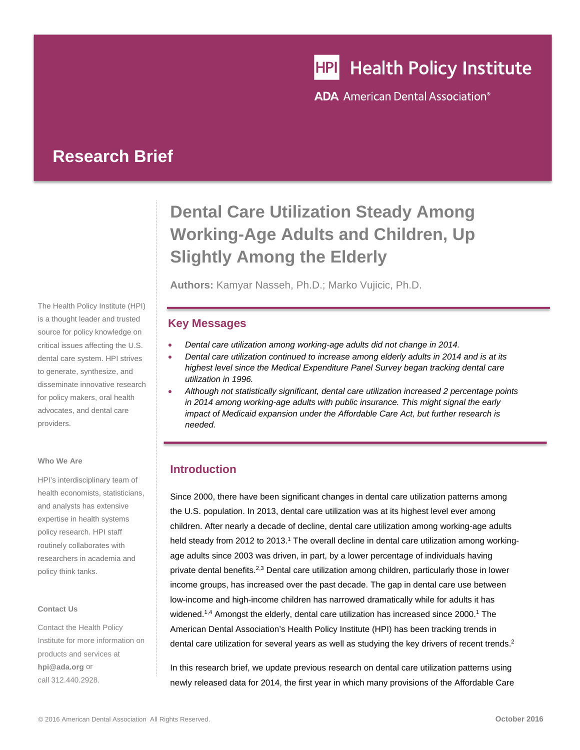Health Policy Institute

ADA American Dental Association®

# Research Brief

# Dental Care Utilization Steady Among Working-Age Adults and Children, Up Slightly Among the Elderly

**Authors:** Kamyar Nasseh, Ph.D.; Marko Vujicic, Ph.D.

The Health Policy Institute (HPI) is a thought leader and trusted source for policy knowledge on critical issues affecting the U.S. dental care system. HPI strives to generate, synthesize, and disseminate innovative research for policy makers, oral health advocates, and dental care providers.

**Who We Are**

HPI's interdisciplinary team of health economists, statisticians, and analysts has extensive expertise in health systems policy research. HPI staff routinely collaborates with researchers in academia and policy think tanks.

**Contact Us**

Contact the Health Policy Institute for more information on products and services at **hpi@ada.org** or call 312.440.2928.

## Key Messages

- *Dental care utilization among working-age adults did not change in 2014.*
- *Dental care utilization continued to increase among elderly adults in 2014 and is at its highest level since the Medical Expenditure Panel Survey began tracking dental care utilization in 1996.*
- *Although not statistically significant, dental care utilization increased 2 percentage points in 2014 among working-age adults with public insurance. This might signal the early impact of Medicaid expansion under the Affordable Care Act, but further research is needed.*

## Introduction

Since 2000, there have been significant changes in dental care utilization patterns among the U.S. population. In 2013, dental care utilization was at its highest level ever among children. After nearly a decade of decline, dental care utilization among working-age adults held steady from 2012 to 2013.[1] The overall decline in dental care utilization among working-age adults since 2003 was driven, in part, by a lower percentage of individuals having private dental benefits.[2,3] Dental care utilization among children, particularly those in lower income groups, has increased over the past decade. The gap in dental care use between low-income and high-income children has narrowed dramatically while for adults it has widened.[1,4] Amongst the elderly, dental care utilization has increased since 2000.[1] The American Dental Association's Health Policy Institute (HPI) has been tracking trends in dental care utilization for several years as well as studying the key drivers of recent trends.[2]

In this research brief, we update previous research on dental care utilization patterns using newly released data for 2014, the first year in which many provisions of the Affordable Care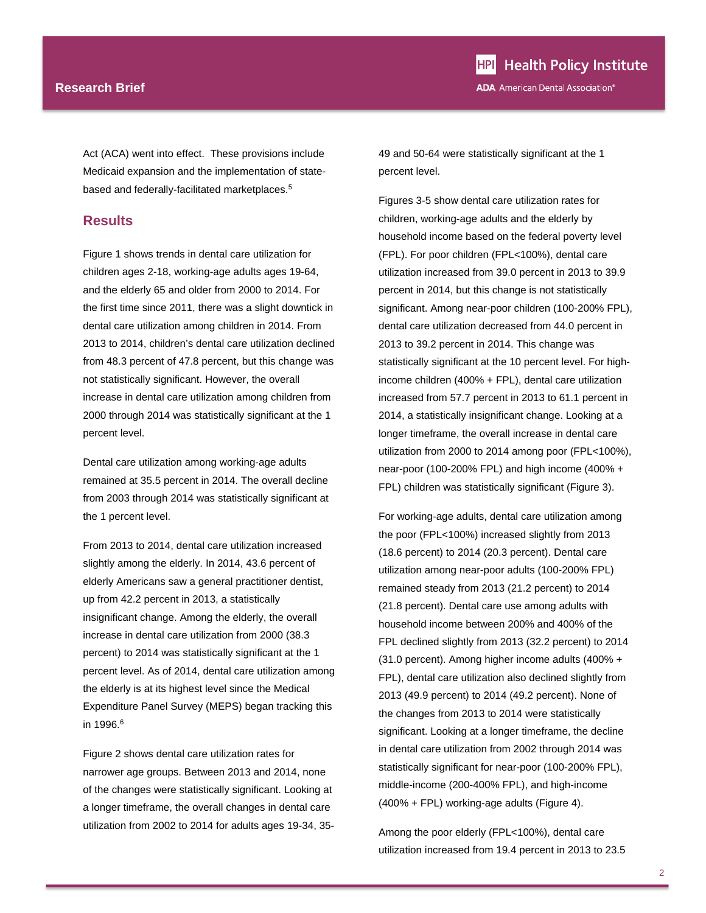Act (ACA) went into effect. These provisions include Medicaid expansion and the implementation of state-based and federally-facilitated marketplaces.[5]

## Results

Figure 1 shows trends in dental care utilization for children ages 2-18, working-age adults ages 19-64, and the elderly 65 and older from 2000 to 2014. For the first time since 2011, there was a slight downtick in dental care utilization among children in 2014. From 2013 to 2014, children's dental care utilization declined from 48.3 percent of 47.8 percent, but this change was not statistically significant. However, the overall increase in dental care utilization among children from 2000 through 2014 was statistically significant at the 1 percent level.

Dental care utilization among working-age adults remained at 35.5 percent in 2014. The overall decline from 2003 through 2014 was statistically significant at the 1 percent level.

From 2013 to 2014, dental care utilization increased slightly among the elderly. In 2014, 43.6 percent of elderly Americans saw a general practitioner dentist, up from 42.2 percent in 2013, a statistically insignificant change. Among the elderly, the overall increase in dental care utilization from 2000 (38.3 percent) to 2014 was statistically significant at the 1 percent level. As of 2014, dental care utilization among the elderly is at its highest level since the Medical Expenditure Panel Survey (MEPS) began tracking this in 1996.[6]

Figure 2 shows dental care utilization rates for narrower age groups. Between 2013 and 2014, none of the changes were statistically significant. Looking at a longer timeframe, the overall changes in dental care utilization from 2002 to 2014 for adults ages 19-34, 35-49 and 50-64 were statistically significant at the 1 percent level.

Figures 3-5 show dental care utilization rates for children, working-age adults and the elderly by household income based on the federal poverty level (FPL). For poor children (FPL<100%), dental care utilization increased from 39.0 percent in 2013 to 39.9 percent in 2014, but this change is not statistically significant. Among near-poor children (100-200% FPL), dental care utilization decreased from 44.0 percent in 2013 to 39.2 percent in 2014. This change was statistically significant at the 10 percent level. For high-income children (400% + FPL), dental care utilization increased from 57.7 percent in 2013 to 61.1 percent in 2014, a statistically insignificant change. Looking at a longer timeframe, the overall increase in dental care utilization from 2000 to 2014 among poor (FPL<100%), near-poor (100-200% FPL) and high income (400% + FPL) children was statistically significant (Figure 3).

For working-age adults, dental care utilization among the poor (FPL<100%) increased slightly from 2013 (18.6 percent) to 2014 (20.3 percent). Dental care utilization among near-poor adults (100-200% FPL) remained steady from 2013 (21.2 percent) to 2014 (21.8 percent). Dental care use among adults with household income between 200% and 400% of the FPL declined slightly from 2013 (32.2 percent) to 2014 (31.0 percent). Among higher income adults (400% + FPL), dental care utilization also declined slightly from 2013 (49.9 percent) to 2014 (49.2 percent). None of the changes from 2013 to 2014 were statistically significant. Looking at a longer timeframe, the decline in dental care utilization from 2002 through 2014 was statistically significant for near-poor (100-200% FPL), middle-income (200-400% FPL), and high-income (400% + FPL) working-age adults (Figure 4).

Among the poor elderly (FPL<100%), dental care utilization increased from 19.4 percent in 2013 to 23.5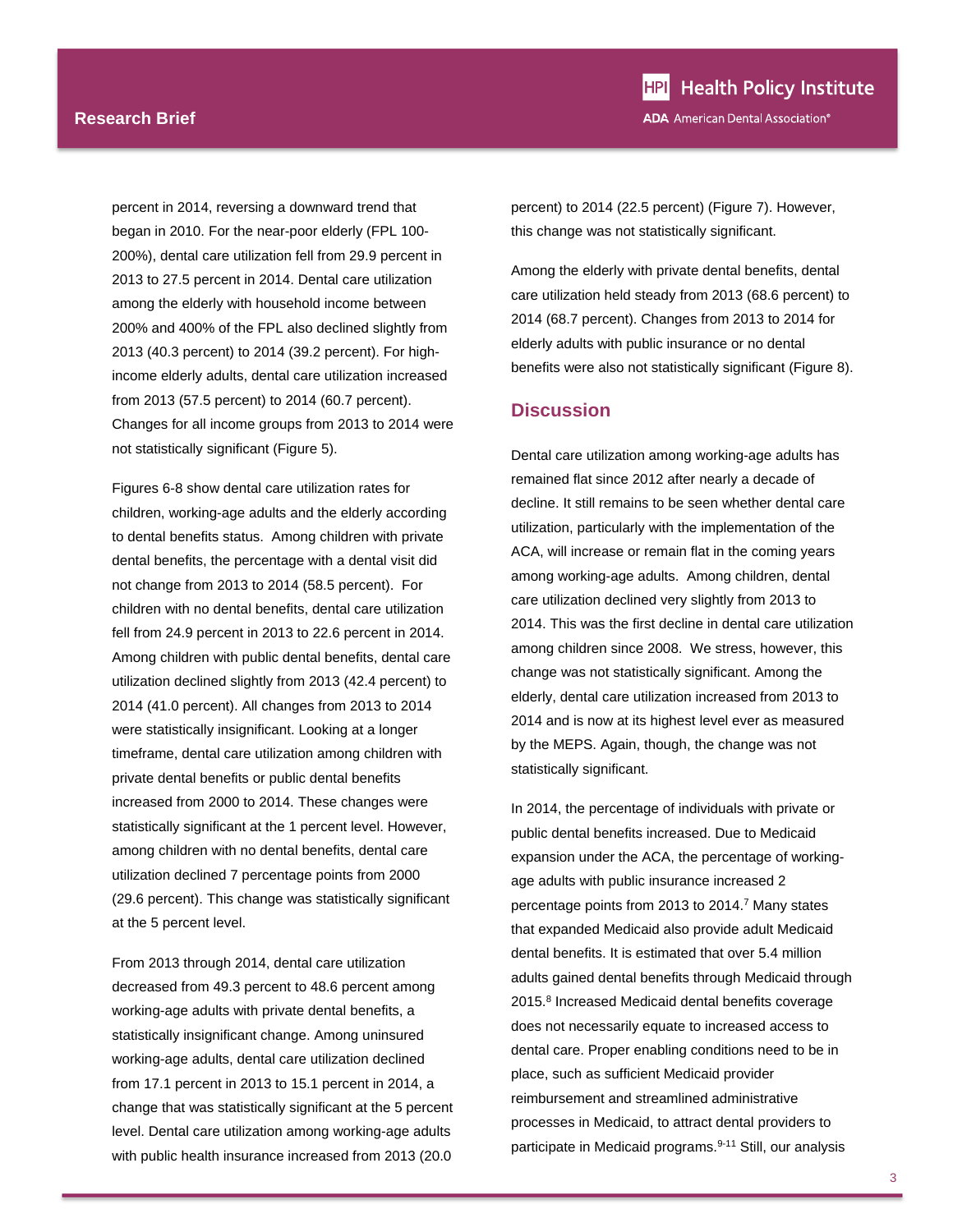percent in 2014, reversing a downward trend that began in 2010. For the near-poor elderly (FPL 100-200%), dental care utilization fell from 29.9 percent in 2013 to 27.5 percent in 2014. Dental care utilization among the elderly with household income between 200% and 400% of the FPL also declined slightly from 2013 (40.3 percent) to 2014 (39.2 percent). For high-income elderly adults, dental care utilization increased from 2013 (57.5 percent) to 2014 (60.7 percent). Changes for all income groups from 2013 to 2014 were not statistically significant (Figure 5).

Figures 6-8 show dental care utilization rates for children, working-age adults and the elderly according to dental benefits status. Among children with private dental benefits, the percentage with a dental visit did not change from 2013 to 2014 (58.5 percent). For children with no dental benefits, dental care utilization fell from 24.9 percent in 2013 to 22.6 percent in 2014. Among children with public dental benefits, dental care utilization declined slightly from 2013 (42.4 percent) to 2014 (41.0 percent). All changes from 2013 to 2014 were statistically insignificant. Looking at a longer timeframe, dental care utilization among children with private dental benefits or public dental benefits increased from 2000 to 2014. These changes were statistically significant at the 1 percent level. However, among children with no dental benefits, dental care utilization declined 7 percentage points from 2000 (29.6 percent). This change was statistically significant at the 5 percent level.

From 2013 through 2014, dental care utilization decreased from 49.3 percent to 48.6 percent among working-age adults with private dental benefits, a statistically insignificant change. Among uninsured working-age adults, dental care utilization declined from 17.1 percent in 2013 to 15.1 percent in 2014, a change that was statistically significant at the 5 percent level. Dental care utilization among working-age adults with public health insurance increased from 2013 (20.0 percent) to 2014 (22.5 percent) (Figure 7). However, this change was not statistically significant.

Among the elderly with private dental benefits, dental care utilization held steady from 2013 (68.6 percent) to 2014 (68.7 percent). Changes from 2013 to 2014 for elderly adults with public insurance or no dental benefits were also not statistically significant (Figure 8).

## Discussion

Dental care utilization among working-age adults has remained flat since 2012 after nearly a decade of decline. It still remains to be seen whether dental care utilization, particularly with the implementation of the ACA, will increase or remain flat in the coming years among working-age adults. Among children, dental care utilization declined very slightly from 2013 to 2014. This was the first decline in dental care utilization among children since 2008. We stress, however, this change was not statistically significant. Among the elderly, dental care utilization increased from 2013 to 2014 and is now at its highest level ever as measured by the MEPS. Again, though, the change was not statistically significant.

In 2014, the percentage of individuals with private or public dental benefits increased. Due to Medicaid expansion under the ACA, the percentage of working-age adults with public insurance increased 2 percentage points from 2013 to 2014.[7] Many states that expanded Medicaid also provide adult Medicaid dental benefits. It is estimated that over 5.4 million adults gained dental benefits through Medicaid through 2015.[8] Increased Medicaid dental benefits coverage does not necessarily equate to increased access to dental care. Proper enabling conditions need to be in place, such as sufficient Medicaid provider reimbursement and streamlined administrative processes in Medicaid, to attract dental providers to participate in Medicaid programs.[9-11] Still, our analysis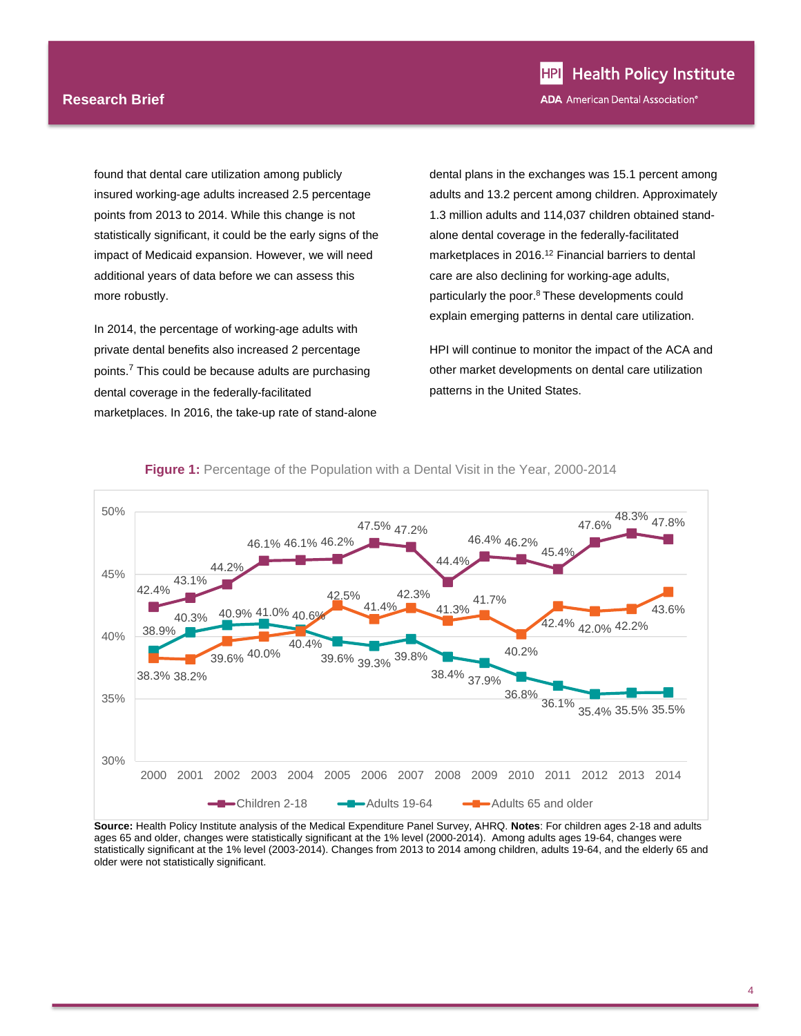found that dental care utilization among publicly insured working-age adults increased 2.5 percentage points from 2013 to 2014. While this change is not statistically significant, it could be the early signs of the impact of Medicaid expansion. However, we will need additional years of data before we can assess this more robustly.

In 2014, the percentage of working-age adults with private dental benefits also increased 2 percentage points.[7] This could be because adults are purchasing dental coverage in the federally-facilitated marketplaces. In 2016, the take-up rate of stand-alone dental plans in the exchanges was 15.1 percent among adults and 13.2 percent among children. Approximately 1.3 million adults and 114,037 children obtained stand-alone dental coverage in the federally-facilitated marketplaces in 2016.[12] Financial barriers to dental care are also declining for working-age adults, particularly the poor.[8] These developments could explain emerging patterns in dental care utilization.

HPI will continue to monitor the impact of the ACA and other market developments on dental care utilization patterns in the United States.

**Figure 1:** Percentage of the Population with a Dental Visit in the Year, 2000-2014

| Year | Children 2-18 | Adults 19-64 | Adults 65 and older |
|---|---|---|---|
| 2000 | 42.4% | 38.9% | 38.3% |
| 2001 | 43.1% | 40.3% | 38.2% |
| 2002 | 44.2% | 40.9% | 39.6% |
| 2003 | 46.1% | 41.0% | 40.0% |
| 2004 | 46.1% | 40.6% | 40.4% |
| 2005 | 46.2% | 39.6% | 42.5% |
| 2006 | 47.5% | 39.3% | 41.4% |
| 2007 | 47.2% | 39.8% | 42.3% |
| 2008 | 44.4% | 38.4% | 41.3% |
| 2009 | 46.4% | 37.9% | 41.7% |
| 2010 | 46.2% | 36.8% | 40.2% |
| 2011 | 45.4% | 36.1% | 42.4% |
| 2012 | 47.6% | 35.4% | 42.0% |
| 2013 | 48.3% | 35.5% | 42.2% |
| 2014 | 47.8% | 35.5% | 43.6% |

**Source:** Health Policy Institute analysis of the Medical Expenditure Panel Survey, AHRQ. **Notes**: For children ages 2-18 and adults ages 65 and older, changes were statistically significant at the 1% level (2000-2014). Among adults ages 19-64, changes were statistically significant at the 1% level (2003-2014). Changes from 2013 to 2014 among children, adults 19-64, and the elderly 65 and older were not statistically significant.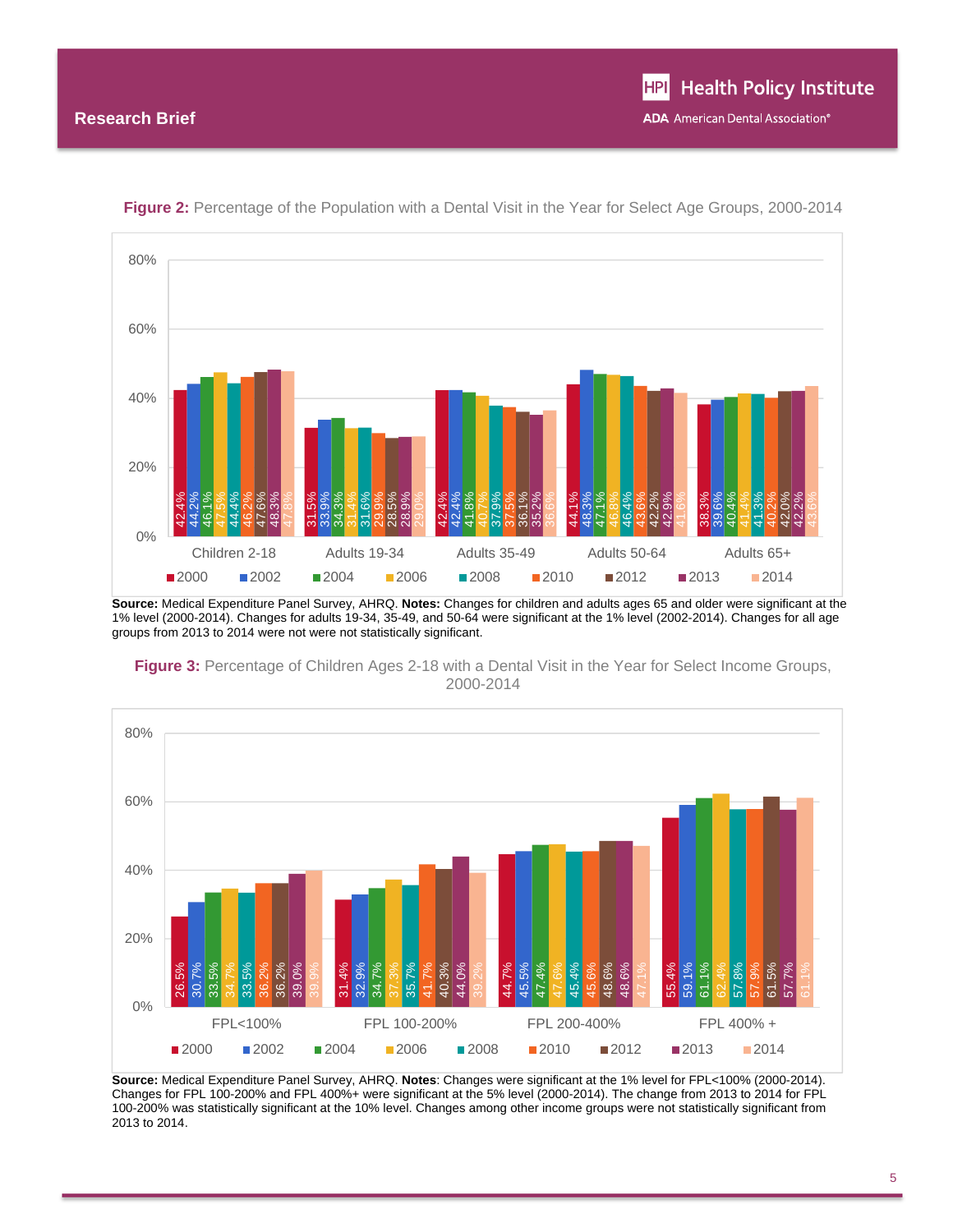**Figure 2:** Percentage of the Population with a Dental Visit in the Year for Select Age Groups, 2000-2014

| | 2000 | 2002 | 2004 | 2006 | 2008 | 2010 | 2012 | 2013 | 2014 |
|---|---|---|---|---|---|---|---|---|---|
| Children 2-18 | 42.4% | 44.2% | 46.1% | 47.5% | 44.4% | 46.2% | 47.6% | 48.3% | 47.8% |
| Adults 19-34 | 31.5% | 33.9% | 34.3% | 31.4% | 31.6% | 29.9% | 28.5% | 28.9% | 29.0% |
| Adults 35-49 | 42.4% | 42.4% | 41.8% | 40.7% | 37.9% | 37.5% | 36.1% | 35.2% | 36.6% |
| Adults 50-64 | 44.1% | 48.3% | 47.1% | 46.8% | 46.4% | 43.6% | 42.2% | 42.9% | 41.6% |
| Adults 65+ | 38.3% | 39.6% | 40.4% | 41.4% | 41.3% | 40.2% | 42.0% | 42.2% | 43.6% |

**Source:** Medical Expenditure Panel Survey, AHRQ. **Notes:** Changes for children and adults ages 65 and older were significant at the 1% level (2000-2014). Changes for adults 19-34, 35-49, and 50-64 were significant at the 1% level (2002-2014). Changes for all age groups from 2013 to 2014 were not were not statistically significant.

**Figure 3:** Percentage of Children Ages 2-18 with a Dental Visit in the Year for Select Income Groups, 2000-2014

| | 2000 | 2002 | 2004 | 2006 | 2008 | 2010 | 2012 | 2013 | 2014 |
|---|---|---|---|---|---|---|---|---|---|
| FPL<100% | 26.5% | 30.7% | 33.5% | 34.7% | 33.5% | 36.2% | 36.2% | 39.0% | 39.9% |
| FPL 100-200% | 31.4% | 32.9% | 34.7% | 37.3% | 35.7% | 41.7% | 40.3% | 44.0% | 39.2% |
| FPL 200-400% | 44.7% | 45.5% | 47.4% | 47.6% | 45.4% | 45.6% | 48.6% | 48.6% | 47.1% |
| FPL 400% + | 55.4% | 59.1% | 61.1% | 62.4% | 57.8% | 57.9% | 61.5% | 57.7% | 61.1% |

**Source:** Medical Expenditure Panel Survey, AHRQ. **Notes**: Changes were significant at the 1% level for FPL<100% (2000-2014). Changes for FPL 100-200% and FPL 400%+ were significant at the 5% level (2000-2014). The change from 2013 to 2014 for FPL 100-200% was statistically significant at the 10% level. Changes among other income groups were not statistically significant from 2013 to 2014.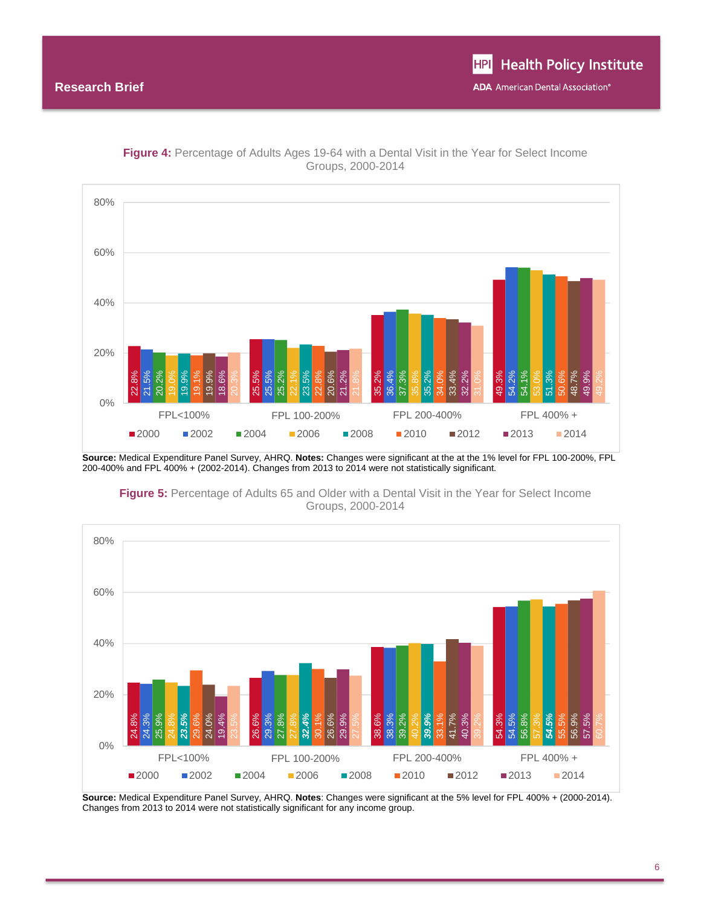**Figure 4:** Percentage of Adults Ages 19-64 with a Dental Visit in the Year for Select Income Groups, 2000-2014

| | 2000 | 2002 | 2004 | 2006 | 2008 | 2010 | 2012 | 2013 | 2014 |
|---|---|---|---|---|---|---|---|---|---|
| FPL<100% | 22.8% | 21.5% | 20.2% | 19.0% | 19.9% | 19.1% | 19.9% | 18.6% | 20.3% |
| FPL 100-200% | 25.5% | 25.5% | 25.2% | 22.1% | 23.5% | 22.8% | 20.6% | 21.2% | 21.8% |
| FPL 200-400% | 35.2% | 36.4% | 37.3% | 35.8% | 35.2% | 34.0% | 33.4% | 32.2% | 31.0% |
| FPL 400% + | 49.3% | 54.2% | 54.1% | 53.0% | 51.3% | 50.6% | 48.7% | 49.9% | 49.2% |

**Source:** Medical Expenditure Panel Survey, AHRQ. **Notes:** Changes were significant at the at the 1% level for FPL 100-200%, FPL 200-400% and FPL 400% + (2002-2014). Changes from 2013 to 2014 were not statistically significant.

**Figure 5:** Percentage of Adults 65 and Older with a Dental Visit in the Year for Select Income Groups, 2000-2014

| | 2000 | 2002 | 2004 | 2006 | 2008 | 2010 | 2012 | 2013 | 2014 |
|---|---|---|---|---|---|---|---|---|---|
| FPL<100% | 24.8% | 24.3% | 25.9% | 24.8% | **23.5%** | 29.6% | 24.0% | 19.4% | 23.5% |
| FPL 100-200% | 26.6% | 29.3% | 27.8% | 27.8% | **32.4%** | 30.1% | 26.6% | 29.9% | 27.5% |
| FPL 200-400% | 38.6% | 38.3% | 39.2% | 40.2% | **39.9%** | 33.1% | 41.7% | 40.3% | 39.2% |
| FPL 400% + | 54.3% | 54.5% | 56.8% | 57.3% | **54.5%** | 55.5% | 56.9% | 57.5% | 60.7% |

**Source:** Medical Expenditure Panel Survey, AHRQ. **Notes**: Changes were significant at the 5% level for FPL 400% + (2000-2014). Changes from 2013 to 2014 were not statistically significant for any income group.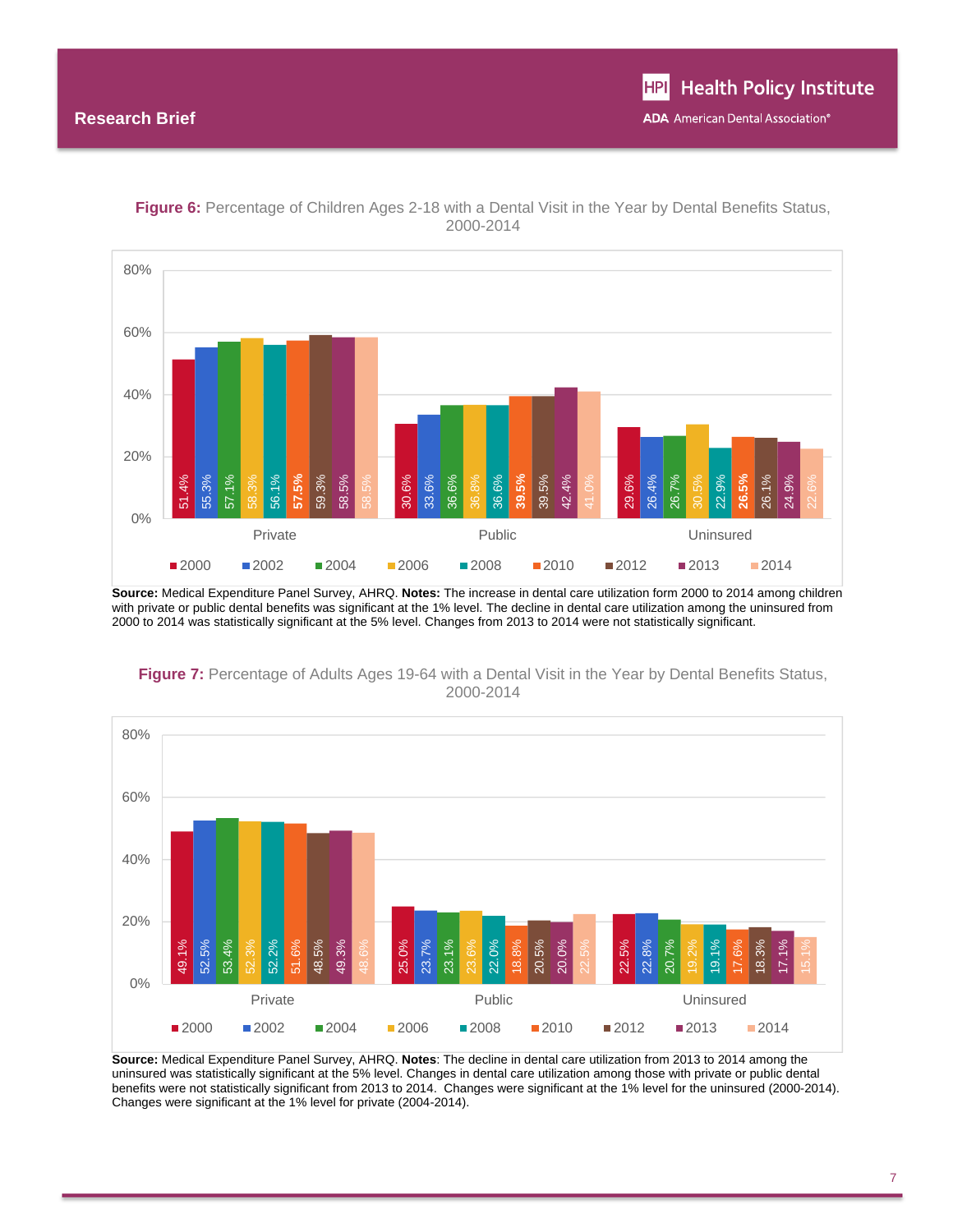**Figure 6:** Percentage of Children Ages 2-18 with a Dental Visit in the Year by Dental Benefits Status, 2000-2014

| | 2000 | 2002 | 2004 | 2006 | 2008 | 2010 | 2012 | 2013 | 2014 |
|---|---|---|---|---|---|---|---|---|---|
| Private | 51.4% | 55.3% | 57.1% | 58.3% | 56.1% | 57.5% | 59.3% | 58.5% | 58.5% |
| Public | 30.6% | 33.6% | 36.6% | 36.8% | 36.6% | 39.5% | 39.5% | 42.4% | 41.0% |
| Uninsured | 29.6% | 26.4% | 26.7% | 30.5% | 22.9% | 26.5% | 26.1% | 24.9% | 22.6% |

**Source:** Medical Expenditure Panel Survey, AHRQ. **Notes:** The increase in dental care utilization form 2000 to 2014 among children with private or public dental benefits was significant at the 1% level. The decline in dental care utilization among the uninsured from 2000 to 2014 was statistically significant at the 5% level. Changes from 2013 to 2014 were not statistically significant.

**Figure 7:** Percentage of Adults Ages 19-64 with a Dental Visit in the Year by Dental Benefits Status, 2000-2014

| | 2000 | 2002 | 2004 | 2006 | 2008 | 2010 | 2012 | 2013 | 2014 |
|---|---|---|---|---|---|---|---|---|---|
| Private | 49.1% | 52.5% | 53.4% | 52.3% | 52.2% | 51.6% | 48.5% | 49.3% | 48.6% |
| Public | 25.0% | 23.7% | 23.1% | 23.6% | 22.0% | 18.8% | 20.5% | 20.0% | 22.5% |
| Uninsured | 22.5% | 22.8% | 20.7% | 19.2% | 19.1% | 17.6% | 18.3% | 17.1% | 15.1% |

**Source:** Medical Expenditure Panel Survey, AHRQ. **Notes**: The decline in dental care utilization from 2013 to 2014 among the uninsured was statistically significant at the 5% level. Changes in dental care utilization among those with private or public dental benefits were not statistically significant from 2013 to 2014. Changes were significant at the 1% level for the uninsured (2000-2014). Changes were significant at the 1% level for private (2004-2014).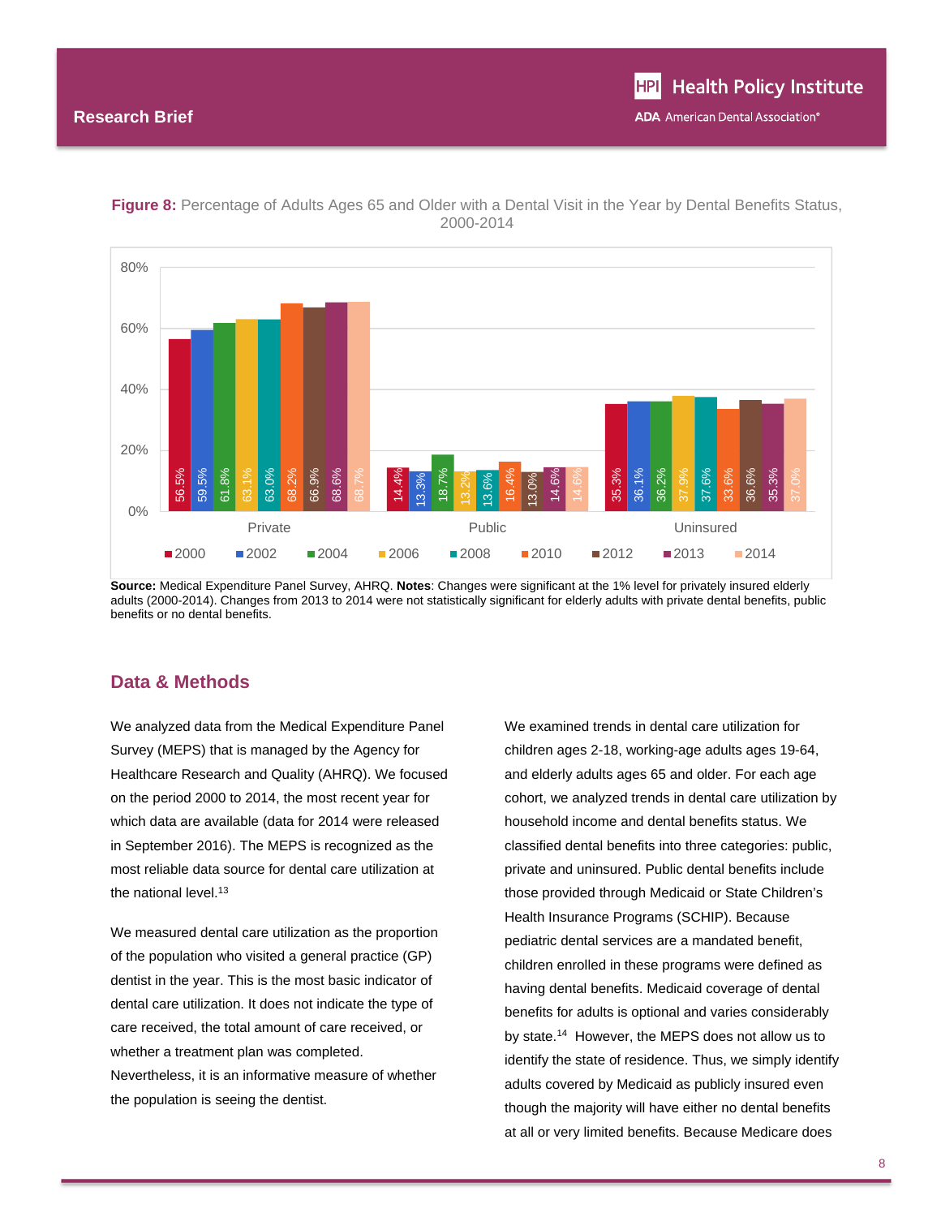**Figure 8:** Percentage of Adults Ages 65 and Older with a Dental Visit in the Year by Dental Benefits Status, 2000-2014

| | 2000 | 2002 | 2004 | 2006 | 2008 | 2010 | 2012 | 2013 | 2014 |
|---|---|---|---|---|---|---|---|---|---|
| Private | 56.5% | 59.5% | 61.8% | 63.1% | 63.0% | 68.2% | 66.9% | 68.6% | 68.7% |
| Public | 14.4% | 13.3% | 18.7% | 13.2% | 13.6% | 16.4% | 13.0% | 14.6% | 14.6% |
| Uninsured | 35.3% | 36.1% | 36.2% | 37.9% | 37.6% | 33.6% | 36.6% | 35.3% | 37.0% |

**Source:** Medical Expenditure Panel Survey, AHRQ. **Notes**: Changes were significant at the 1% level for privately insured elderly adults (2000-2014). Changes from 2013 to 2014 were not statistically significant for elderly adults with private dental benefits, public benefits or no dental benefits.

## Data & Methods

We analyzed data from the Medical Expenditure Panel Survey (MEPS) that is managed by the Agency for Healthcare Research and Quality (AHRQ). We focused on the period 2000 to 2014, the most recent year for which data are available (data for 2014 were released in September 2016). The MEPS is recognized as the most reliable data source for dental care utilization at the national level.[13]

We measured dental care utilization as the proportion of the population who visited a general practice (GP) dentist in the year. This is the most basic indicator of dental care utilization. It does not indicate the type of care received, the total amount of care received, or whether a treatment plan was completed. Nevertheless, it is an informative measure of whether the population is seeing the dentist.

We examined trends in dental care utilization for children ages 2-18, working-age adults ages 19-64, and elderly adults ages 65 and older. For each age cohort, we analyzed trends in dental care utilization by household income and dental benefits status. We classified dental benefits into three categories: public, private and uninsured. Public dental benefits include those provided through Medicaid or State Children's Health Insurance Programs (SCHIP). Because pediatric dental services are a mandated benefit, children enrolled in these programs were defined as having dental benefits. Medicaid coverage of dental benefits for adults is optional and varies considerably by state.[14] However, the MEPS does not allow us to identify the state of residence. Thus, we simply identify adults covered by Medicaid as publicly insured even though the majority will have either no dental benefits at all or very limited benefits. Because Medicare does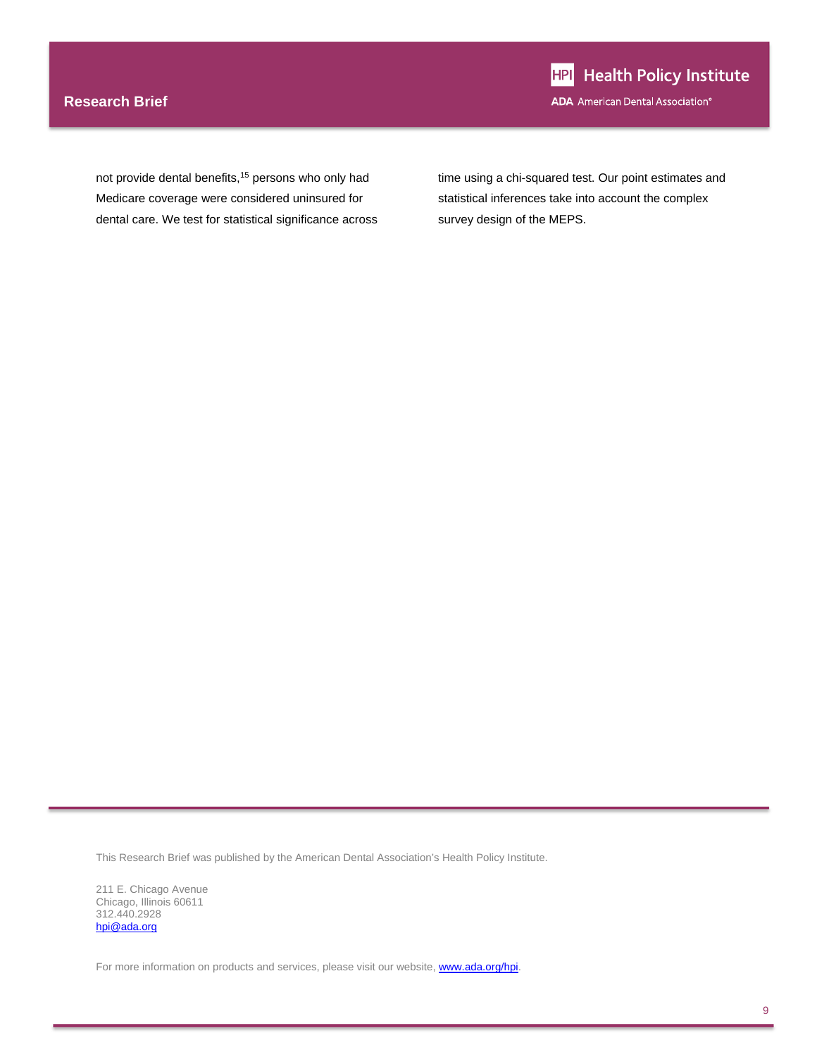not provide dental benefits,[15] persons who only had Medicare coverage were considered uninsured for dental care. We test for statistical significance across time using a chi-squared test. Our point estimates and statistical inferences take into account the complex survey design of the MEPS.

This Research Brief was published by the American Dental Association's Health Policy Institute.

211 E. Chicago Avenue
Chicago, Illinois 60611
312.440.2928
hpi@ada.org

For more information on products and services, please visit our website, www.ada.org/hpi.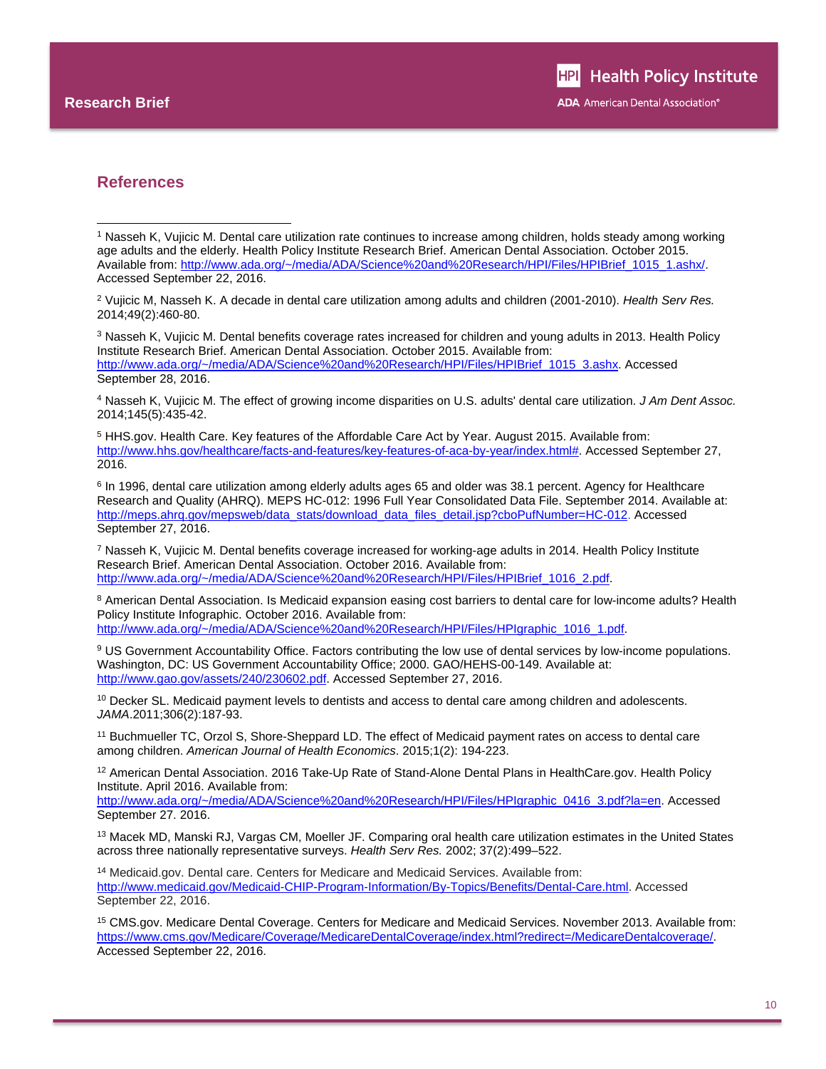## References

[1] Nasseh K, Vujicic M. Dental care utilization rate continues to increase among children, holds steady among working age adults and the elderly. Health Policy Institute Research Brief. American Dental Association. October 2015. Available from: http://www.ada.org/~/media/ADA/Science%20and%20Research/HPI/Files/HPIBrief_1015_1.ashx/. Accessed September 22, 2016.

[2] Vujicic M, Nasseh K. A decade in dental care utilization among adults and children (2001-2010). *Health Serv Res.* 2014;49(2):460-80.

[3] Nasseh K, Vujicic M. Dental benefits coverage rates increased for children and young adults in 2013. Health Policy Institute Research Brief. American Dental Association. October 2015. Available from: http://www.ada.org/~/media/ADA/Science%20and%20Research/HPI/Files/HPIBrief_1015_3.ashx. Accessed September 28, 2016.

[4] Nasseh K, Vujicic M. The effect of growing income disparities on U.S. adults' dental care utilization. *J Am Dent Assoc.* 2014;145(5):435-42.

[5] HHS.gov. Health Care. Key features of the Affordable Care Act by Year. August 2015. Available from: http://www.hhs.gov/healthcare/facts-and-features/key-features-of-aca-by-year/index.html#. Accessed September 27, 2016.

[6] In 1996, dental care utilization among elderly adults ages 65 and older was 38.1 percent. Agency for Healthcare Research and Quality (AHRQ). MEPS HC-012: 1996 Full Year Consolidated Data File. September 2014. Available at: http://meps.ahrq.gov/mepsweb/data_stats/download_data_files_detail.jsp?cboPufNumber=HC-012. Accessed September 27, 2016.

[7] Nasseh K, Vujicic M. Dental benefits coverage increased for working-age adults in 2014. Health Policy Institute Research Brief. American Dental Association. October 2016. Available from: http://www.ada.org/~/media/ADA/Science%20and%20Research/HPI/Files/HPIBrief_1016_2.pdf.

[8] American Dental Association. Is Medicaid expansion easing cost barriers to dental care for low-income adults? Health Policy Institute Infographic. October 2016. Available from: http://www.ada.org/~/media/ADA/Science%20and%20Research/HPI/Files/HPIgraphic_1016_1.pdf.

[9] US Government Accountability Office. Factors contributing the low use of dental services by low-income populations. Washington, DC: US Government Accountability Office; 2000. GAO/HEHS-00-149. Available at: http://www.gao.gov/assets/240/230602.pdf. Accessed September 27, 2016.

[10] Decker SL. Medicaid payment levels to dentists and access to dental care among children and adolescents. *JAMA*.2011;306(2):187-93.

[11] Buchmueller TC, Orzol S, Shore-Sheppard LD. The effect of Medicaid payment rates on access to dental care among children. *American Journal of Health Economics*. 2015;1(2): 194-223.

[12] American Dental Association. 2016 Take-Up Rate of Stand-Alone Dental Plans in HealthCare.gov. Health Policy Institute. April 2016. Available from: http://www.ada.org/~/media/ADA/Science%20and%20Research/HPI/Files/HPIgraphic_0416_3.pdf?la=en. Accessed September 27. 2016.

[13] Macek MD, Manski RJ, Vargas CM, Moeller JF. Comparing oral health care utilization estimates in the United States across three nationally representative surveys. *Health Serv Res.* 2002; 37(2):499–522.

[14] Medicaid.gov. Dental care. Centers for Medicare and Medicaid Services. Available from: http://www.medicaid.gov/Medicaid-CHIP-Program-Information/By-Topics/Benefits/Dental-Care.html. Accessed September 22, 2016.

[15] CMS.gov. Medicare Dental Coverage. Centers for Medicare and Medicaid Services. November 2013. Available from: https://www.cms.gov/Medicare/Coverage/MedicareDentalCoverage/index.html?redirect=/MedicareDentalcoverage/. Accessed September 22, 2016.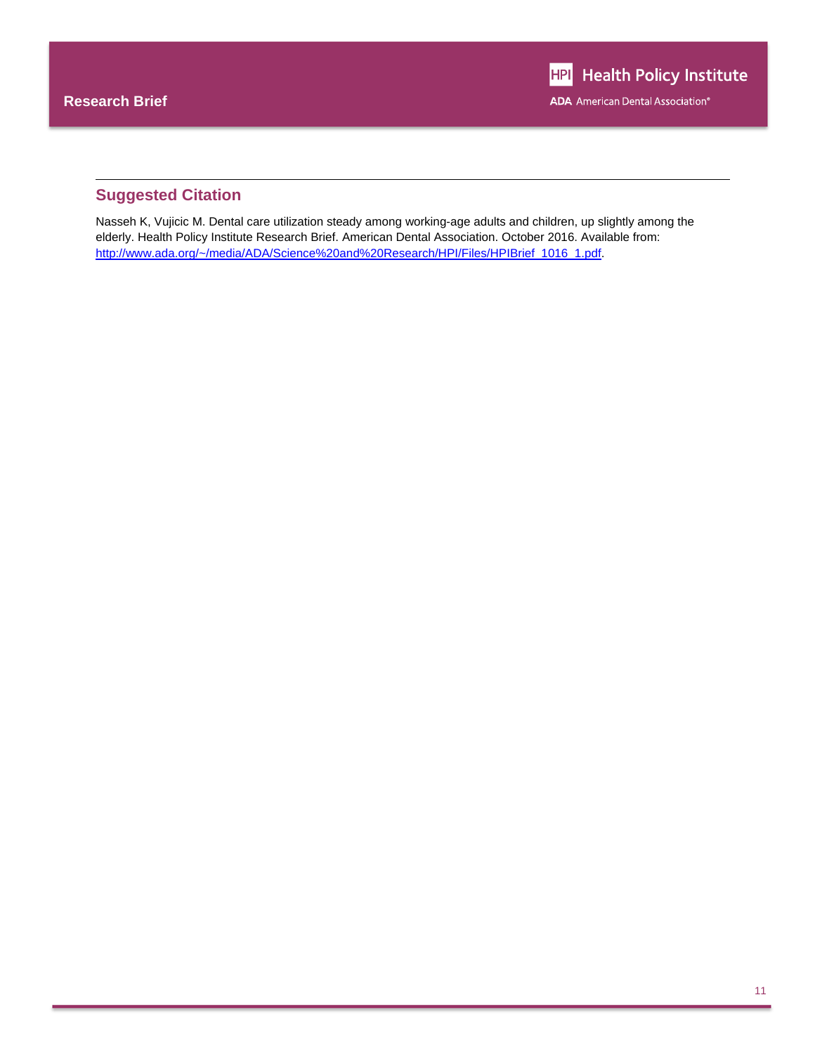## Suggested Citation

Nasseh K, Vujicic M. Dental care utilization steady among working-age adults and children, up slightly among the elderly. Health Policy Institute Research Brief. American Dental Association. October 2016. Available from: http://www.ada.org/~/media/ADA/Science%20and%20Research/HPI/Files/HPIBrief_1016_1.pdf.